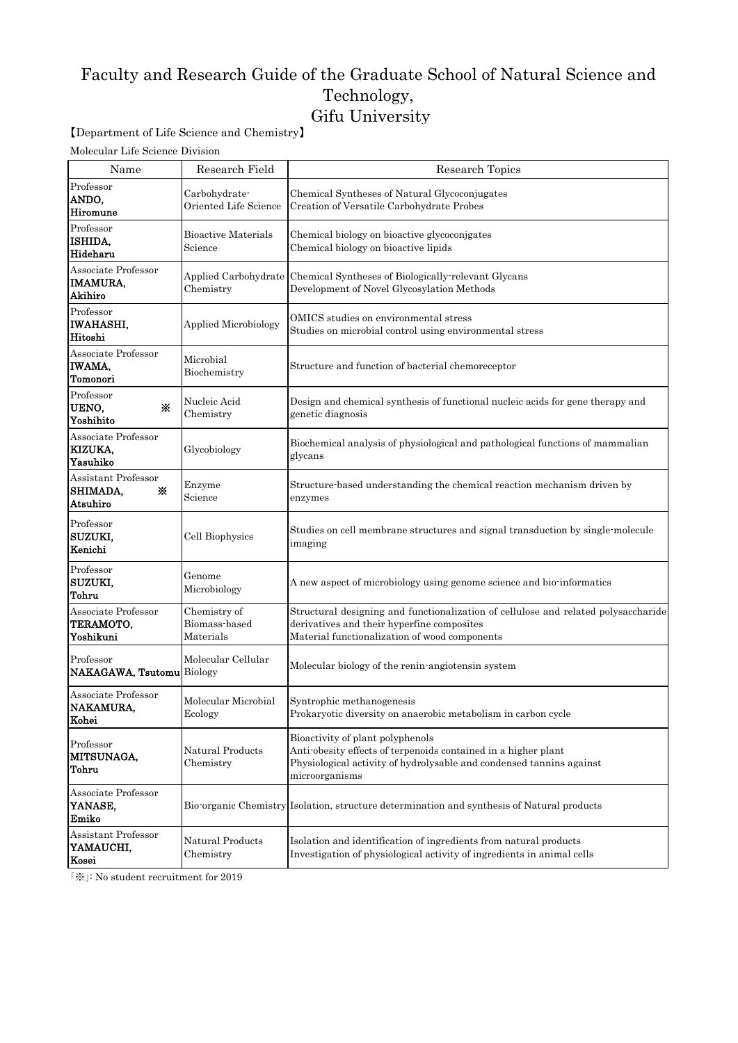# Faculty and Research Guide of the Graduate School of Natural Science and Technology, Gifu University

【Department of Life Science and Chemistry】

Molecular Life Science Division

| Name | Research Field | Research Topics |
|---|---|---|
| Professor **ANDO, Hiromune** | Carbohydrate-Oriented Life Science | Chemical Syntheses of Natural Glycoconjugates<br>Creation of Versatile Carbohydrate Probes |
| Professor **ISHIDA, Hideharu** | Bioactive Materials Science | Chemical biology on bioactive glycoconjgates<br>Chemical biology on bioactive lipids |
| Associate Professor **IMAMURA, Akihiro** | Applied Carbohydrate Chemistry | Chemical Syntheses of Biologically-relevant Glycans<br>Development of Novel Glycosylation Methods |
| Professor **IWAHASHI, Hitoshi** | Applied Microbiology | OMICS studies on environmental stress<br>Studies on microbial control using environmental stress |
| Associate Professor **IWAMA, Tomonori** | Microbial Biochemistry | Structure and function of bacterial chemoreceptor |
| Professor **UENO, Yoshihito** ※ | Nucleic Acid Chemistry | Design and chemical synthesis of functional nucleic acids for gene therapy and genetic diagnosis |
| Associate Professor **KIZUKA, Yasuhiko** | Glycobiology | Biochemical analysis of physiological and pathological functions of mammalian glycans |
| Assistant Professor **SHIMADA, Atsuhiro** ※ | Enzyme Science | Structure-based understanding the chemical reaction mechanism driven by enzymes |
| Professor **SUZUKI, Kenichi** | Cell Biophysics | Studies on cell membrane structures and signal transduction by single-molecule imaging |
| Professor **SUZUKI, Tohru** | Genome Microbiology | A new aspect of microbiology using genome science and bio-informatics |
| Associate Professor **TERAMOTO, Yoshikuni** | Chemistry of Biomass-based Materials | Structural designing and functionalization of cellulose and related polysaccharide derivatives and their hyperfine composites<br>Material functionalization of wood components |
| Professor **NAKAGAWA, Tsutomu** | Molecular Cellular Biology | Molecular biology of the renin-angiotensin system |
| Associate Professor **NAKAMURA, Kohei** | Molecular Microbial Ecology | Syntrophic methanogenesis<br>Prokaryotic diversity on anaerobic metabolism in carbon cycle |
| Professor **MITSUNAGA, Tohru** | Natural Products Chemistry | Bioactivity of plant polyphenols<br>Anti-obesity effects of terpenoids contained in a higher plant<br>Physiological activity of hydrolysable and condensed tannins against microorganisms |
| Associate Professor **YANASE, Emiko** | Bio-organic Chemistry | Isolation, structure determination and synthesis of Natural products |
| Assistant Professor **YAMAUCHI, Kosei** | Natural Products Chemistry | Isolation and identification of ingredients from natural products<br>Investigation of physiological activity of ingredients in animal cells |

「※」: No student recruitment for 2019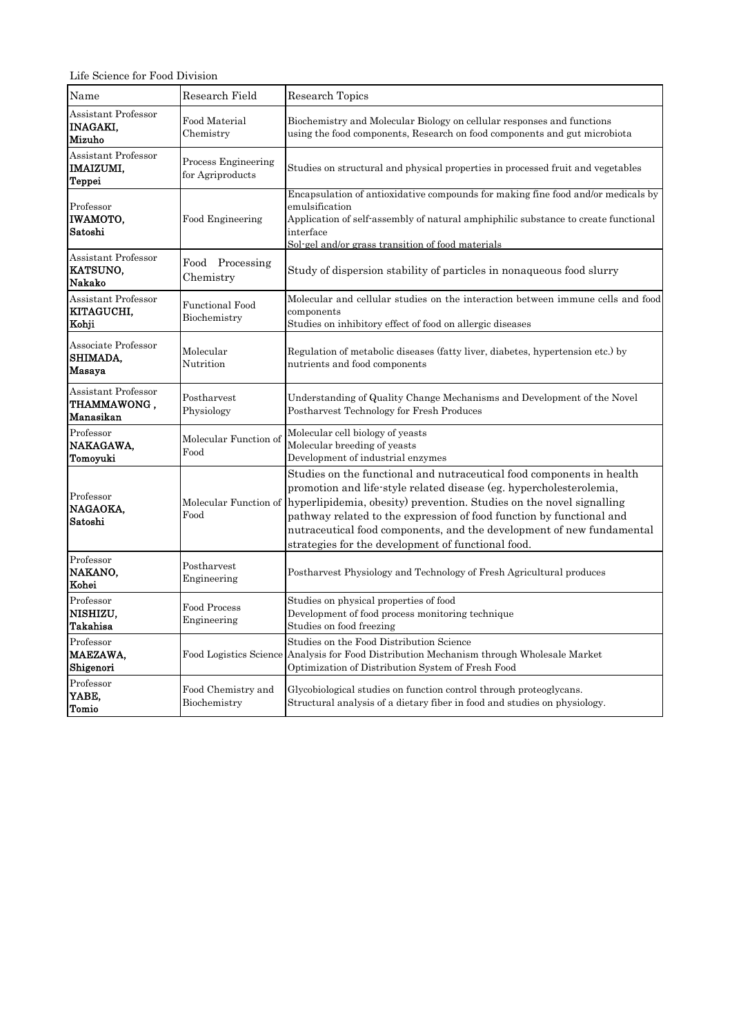Life Science for Food Division

| Name | Research Field | Research Topics |
|---|---|---|
| Assistant Professor **INAGAKI, Mizuho** | Food Material Chemistry | Biochemistry and Molecular Biology on cellular responses and functions using the food components, Research on food components and gut microbiota |
| Assistant Professor **IMAIZUMI, Teppei** | Process Engineering for Agriproducts | Studies on structural and physical properties in processed fruit and vegetables |
| Professor **IWAMOTO, Satoshi** | Food Engineering | Encapsulation of antioxidative compounds for making fine food and/or medicals by emulsification<br>Application of self-assembly of natural amphiphilic substance to create functional interface<br>Sol-gel and/or grass transition of food materials |
| Assistant Professor **KATSUNO, Nakako** | Food Processing Chemistry | Study of dispersion stability of particles in nonaqueous food slurry |
| Assistant Professor **KITAGUCHI, Kohji** | Functional Food Biochemistry | Molecular and cellular studies on the interaction between immune cells and food components<br>Studies on inhibitory effect of food on allergic diseases |
| Associate Professor **SHIMADA, Masaya** | Molecular Nutrition | Regulation of metabolic diseases (fatty liver, diabetes, hypertension etc.) by nutrients and food components |
| Assistant Professor **THAMMAWONG , Manasikan** | Postharvest Physiology | Understanding of Quality Change Mechanisms and Development of the Novel Postharvest Technology for Fresh Produces |
| Professor **NAKAGAWA, Tomoyuki** | Molecular Function of Food | Molecular cell biology of yeasts<br>Molecular breeding of yeasts<br>Development of industrial enzymes |
| Professor **NAGAOKA, Satoshi** | Molecular Function of Food | Studies on the functional and nutraceutical food components in health promotion and life-style related disease (eg. hypercholesterolemia, hyperlipidemia, obesity) prevention. Studies on the novel signalling pathway related to the expression of food function by functional and nutraceutical food components, and the development of new fundamental strategies for the development of functional food. |
| Professor **NAKANO, Kohei** | Postharvest Engineering | Postharvest Physiology and Technology of Fresh Agricultural produces |
| Professor **NISHIZU, Takahisa** | Food Process Engineering | Studies on physical properties of food<br>Development of food process monitoring technique<br>Studies on food freezing |
| Professor **MAEZAWA, Shigenori** | Food Logistics Science | Studies on the Food Distribution Science<br>Analysis for Food Distribution Mechanism through Wholesale Market<br>Optimization of Distribution System of Fresh Food |
| Professor **YABE, Tomio** | Food Chemistry and Biochemistry | Glycobiological studies on function control through proteoglycans.<br>Structural analysis of a dietary fiber in food and studies on physiology. |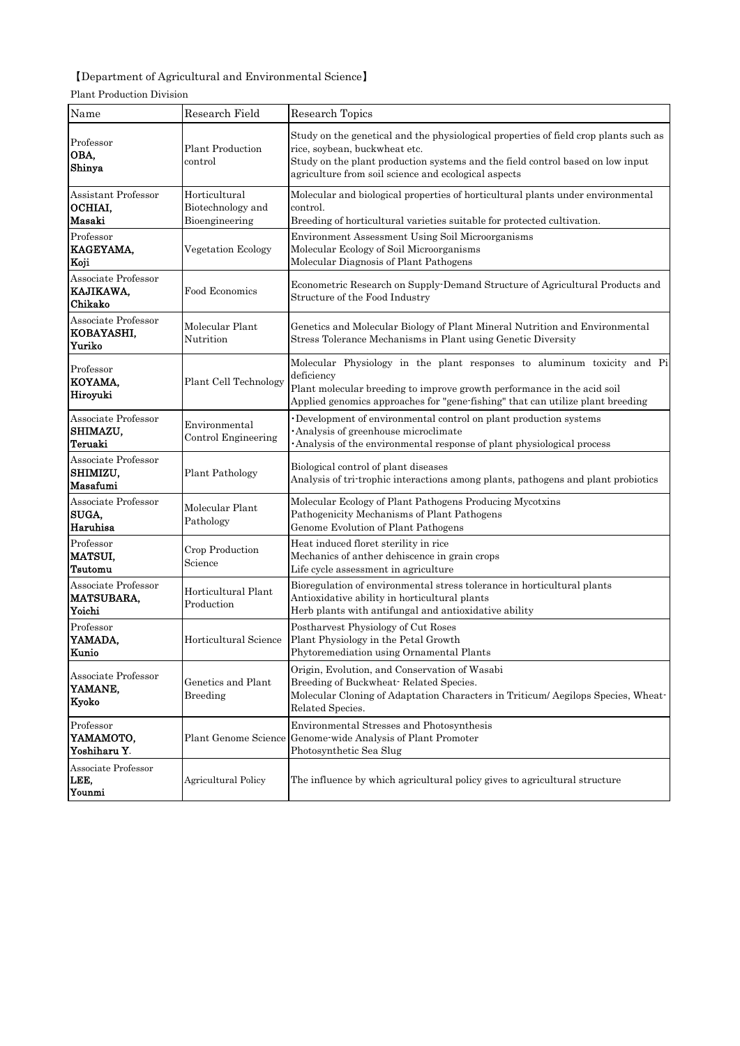【Department of Agricultural and Environmental Science】

Plant Production Division

| Name | Research Field | Research Topics |
| --- | --- | --- |
| Professor **OBA, Shinya** | Plant Production control | Study on the genetical and the physiological properties of field crop plants such as rice, soybean, buckwheat etc.<br>Study on the plant production systems and the field control based on low input agriculture from soil science and ecological aspects |
| Assistant Professor **OCHIAI, Masaki** | Horticultural Biotechnology and Bioengineering | Molecular and biological properties of horticultural plants under environmental control.<br>Breeding of horticultural varieties suitable for protected cultivation. |
| Professor **KAGEYAMA, Koji** | Vegetation Ecology | Environment Assessment Using Soil Microorganisms<br>Molecular Ecology of Soil Microorganisms<br>Molecular Diagnosis of Plant Pathogens |
| Associate Professor **KAJIKAWA, Chikako** | Food Economics | Econometric Research on Supply-Demand Structure of Agricultural Products and Structure of the Food Industry |
| Associate Professor **KOBAYASHI, Yuriko** | Molecular Plant Nutrition | Genetics and Molecular Biology of Plant Mineral Nutrition and Environmental Stress Tolerance Mechanisms in Plant using Genetic Diversity |
| Professor **KOYAMA, Hiroyuki** | Plant Cell Technology | Molecular Physiology in the plant responses to aluminum toxicity and Pi deficiency<br>Plant molecular breeding to improve growth performance in the acid soil<br>Applied genomics approaches for "gene-fishing" that can utilize plant breeding |
| Associate Professor **SHIMAZU, Teruaki** | Environmental Control Engineering | ･Development of environmental control on plant production systems<br>･Analysis of greenhouse microclimate<br>･Analysis of the environmental response of plant physiological process |
| Associate Professor **SHIMIZU, Masafumi** | Plant Pathology | Biological control of plant diseases<br>Analysis of tri-trophic interactions among plants, pathogens and plant probiotics |
| Associate Professor **SUGA, Haruhisa** | Molecular Plant Pathology | Molecular Ecology of Plant Pathogens Producing Mycotxins<br>Pathogenicity Mechanisms of Plant Pathogens<br>Genome Evolution of Plant Pathogens |
| Professor **MATSUI, Tsutomu** | Crop Production Science | Heat induced floret sterility in rice<br>Mechanics of anther dehiscence in grain crops<br>Life cycle assessment in agriculture |
| Associate Professor **MATSUBARA, Yoichi** | Horticultural Plant Production | Bioregulation of environmental stress tolerance in horticultural plants<br>Antioxidative ability in horticultural plants<br>Herb plants with antifungal and antioxidative ability |
| Professor **YAMADA, Kunio** | Horticultural Science | Postharvest Physiology of Cut Roses<br>Plant Physiology in the Petal Growth<br>Phytoremediation using Ornamental Plants |
| Associate Professor **YAMANE, Kyoko** | Genetics and Plant Breeding | Origin, Evolution, and Conservation of Wasabi<br>Breeding of Buckwheat- Related Species.<br>Molecular Cloning of Adaptation Characters in Triticum/ Aegilops Species, Wheat-Related Species. |
| Professor **YAMAMOTO, Yoshiharu Y.** | Plant Genome Science | Environmental Stresses and Photosynthesis<br>Genome-wide Analysis of Plant Promoter<br>Photosynthetic Sea Slug |
| Associate Professor **LEE, Younmi** | Agricultural Policy | The influence by which agricultural policy gives to agricultural structure |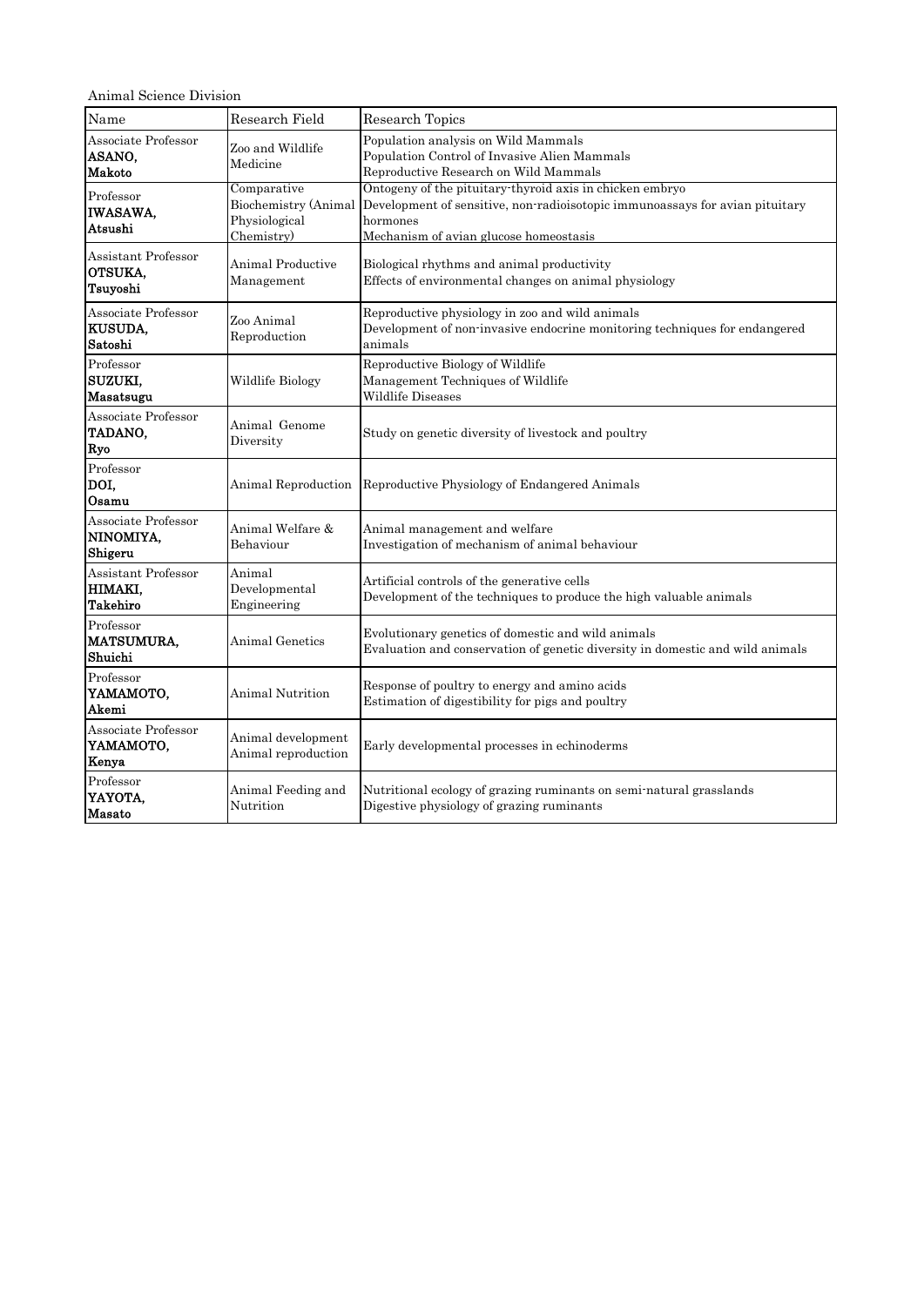Animal Science Division

| Name | Research Field | Research Topics |
| --- | --- | --- |
| Associate Professor **ASANO, Makoto** | Zoo and Wildlife Medicine | Population analysis on Wild Mammals<br>Population Control of Invasive Alien Mammals<br>Reproductive Research on Wild Mammals |
| Professor **IWASAWA, Atsushi** | Comparative Biochemistry (Animal Physiological Chemistry) | Ontogeny of the pituitary-thyroid axis in chicken embryo<br>Development of sensitive, non-radioisotopic immunoassays for avian pituitary hormones<br>Mechanism of avian glucose homeostasis |
| Assistant Professor **OTSUKA, Tsuyoshi** | Animal Productive Management | Biological rhythms and animal productivity<br>Effects of environmental changes on animal physiology |
| Associate Professor **KUSUDA, Satoshi** | Zoo Animal Reproduction | Reproductive physiology in zoo and wild animals<br>Development of non-invasive endocrine monitoring techniques for endangered animals |
| Professor **SUZUKI, Masatsugu** | Wildlife Biology | Reproductive Biology of Wildlife<br>Management Techniques of Wildlife<br>Wildlife Diseases |
| Associate Professor **TADANO, Ryo** | Animal Genome Diversity | Study on genetic diversity of livestock and poultry |
| Professor **DOI, Osamu** | Animal Reproduction | Reproductive Physiology of Endangered Animals |
| Associate Professor **NINOMIYA, Shigeru** | Animal Welfare & Behaviour | Animal management and welfare<br>Investigation of mechanism of animal behaviour |
| Assistant Professor **HIMAKI, Takehiro** | Animal Developmental Engineering | Artificial controls of the generative cells<br>Development of the techniques to produce the high valuable animals |
| Professor **MATSUMURA, Shuichi** | Animal Genetics | Evolutionary genetics of domestic and wild animals<br>Evaluation and conservation of genetic diversity in domestic and wild animals |
| Professor **YAMAMOTO, Akemi** | Animal Nutrition | Response of poultry to energy and amino acids<br>Estimation of digestibility for pigs and poultry |
| Associate Professor **YAMAMOTO, Kenya** | Animal development<br>Animal reproduction | Early developmental processes in echinoderms |
| Professor **YAYOTA, Masato** | Animal Feeding and Nutrition | Nutritional ecology of grazing ruminants on semi-natural grasslands<br>Digestive physiology of grazing ruminants |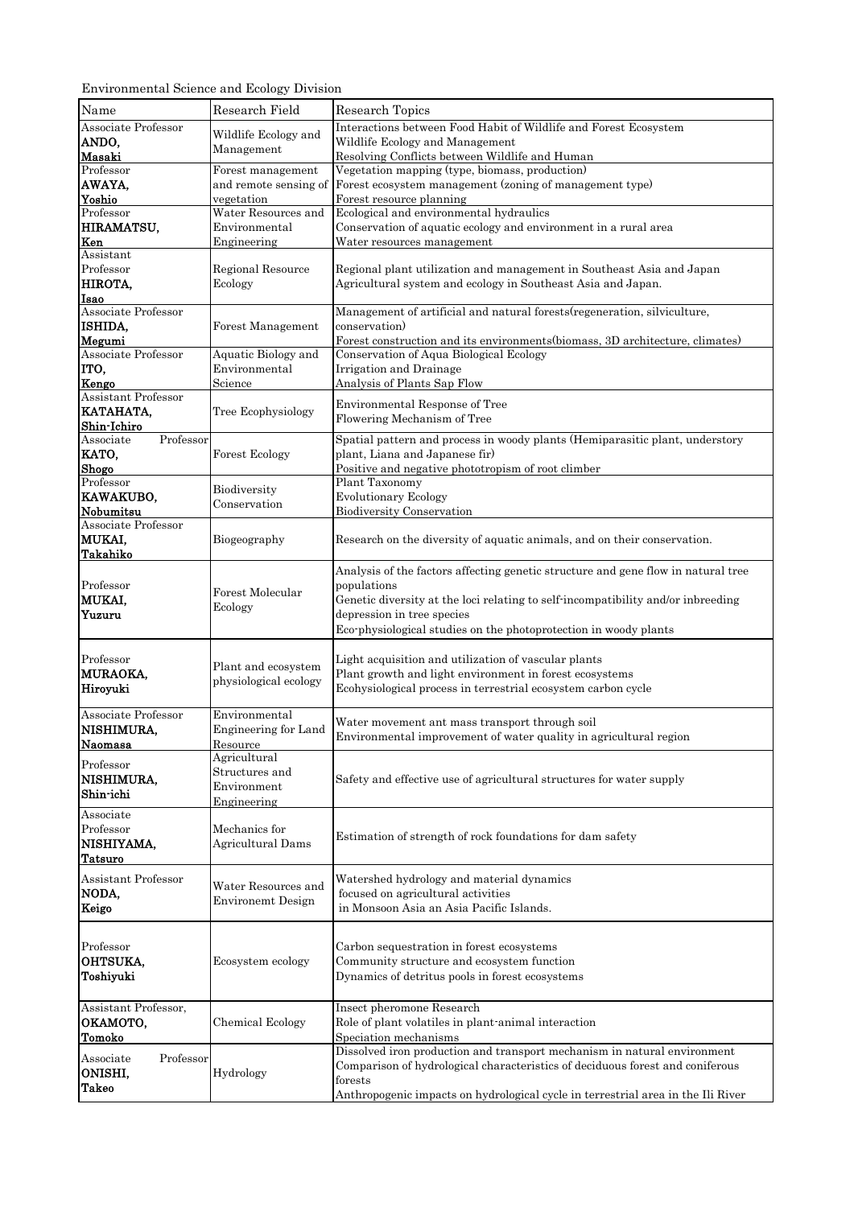Environmental Science and Ecology Division

| Name | Research Field | Research Topics |
|---|---|---|
| Associate Professor **ANDO, Masaki** | Wildlife Ecology and Management | Interactions between Food Habit of Wildlife and Forest Ecosystem<br>Wildlife Ecology and Management<br>Resolving Conflicts between Wildlife and Human |
| Professor **AWAYA, Yoshio** | Forest management and remote sensing of vegetation | Vegetation mapping (type, biomass, production)<br>Forest ecosystem management (zoning of management type)<br>Forest resource planning |
| Professor **HIRAMATSU, Ken** | Water Resources and Environmental Engineering | Ecological and environmental hydraulics<br>Conservation of aquatic ecology and environment in a rural area<br>Water resources management |
| Assistant Professor **HIROTA, Isao** | Regional Resource Ecology | Regional plant utilization and management in Southeast Asia and Japan<br>Agricultural system and ecology in Southeast Asia and Japan. |
| Associate Professor **ISHIDA, Megumi** | Forest Management | Management of artificial and natural forests(regeneration, silviculture, conservation)<br>Forest construction and its environments(biomass, 3D architecture, climates) |
| Associate Professor **ITO, Kengo** | Aquatic Biology and Environmental Science | Conservation of Aqua Biological Ecology<br>Irrigation and Drainage<br>Analysis of Plants Sap Flow |
| Assistant Professor **KATAHATA, Shin-Ichiro** | Tree Ecophysiology | Environmental Response of Tree<br>Flowering Mechanism of Tree |
| Associate Professor **KATO, Shogo** | Forest Ecology | Spatial pattern and process in woody plants (Hemiparasitic plant, understory plant, Liana and Japanese fir)<br>Positive and negative phototropism of root climber |
| Professor **KAWAKUBO, Nobumitsu** | Biodiversity Conservation | Plant Taxonomy<br>Evolutionary Ecology<br>Biodiversity Conservation |
| Associate Professor **MUKAI, Takahiko** | Biogeography | Research on the diversity of aquatic animals, and on their conservation. |
| Professor **MUKAI, Yuzuru** | Forest Molecular Ecology | Analysis of the factors affecting genetic structure and gene flow in natural tree populations<br>Genetic diversity at the loci relating to self-incompatibility and/or inbreeding depression in tree species<br>Eco-physiological studies on the photoprotection in woody plants |
| Professor **MURAOKA, Hiroyuki** | Plant and ecosystem physiological ecology | Light acquisition and utilization of vascular plants<br>Plant growth and light environment in forest ecosystems<br>Ecohysiological process in terrestrial ecosystem carbon cycle |
| Associate Professor **NISHIMURA, Naomasa** | Environmental Engineering for Land Resource | Water movement ant mass transport through soil<br>Environmental improvement of water quality in agricultural region |
| Professor **NISHIMURA, Shin-ichi** | Agricultural Structures and Environment Engineering | Safety and effective use of agricultural structures for water supply |
| Associate Professor **NISHIYAMA, Tatsuro** | Mechanics for Agricultural Dams | Estimation of strength of rock foundations for dam safety |
| Assistant Professor **NODA, Keigo** | Water Resources and Environemt Design | Watershed hydrology and material dynamics focused on agricultural activities in Monsoon Asia an Asia Pacific Islands. |
| Professor **OHTSUKA, Toshiyuki** | Ecosystem ecology | Carbon sequestration in forest ecosystems<br>Community structure and ecosystem function<br>Dynamics of detritus pools in forest ecosystems |
| Assistant Professor, **OKAMOTO, Tomoko** | Chemical Ecology | Insect pheromone Research<br>Role of plant volatiles in plant-animal interaction<br>Speciation mechanisms |
| Associate Professor **ONISHI, Takeo** | Hydrology | Dissolved iron production and transport mechanism in natural environment<br>Comparison of hydrological characteristics of deciduous forest and coniferous forests<br>Anthropogenic impacts on hydrological cycle in terrestrial area in the Ili River |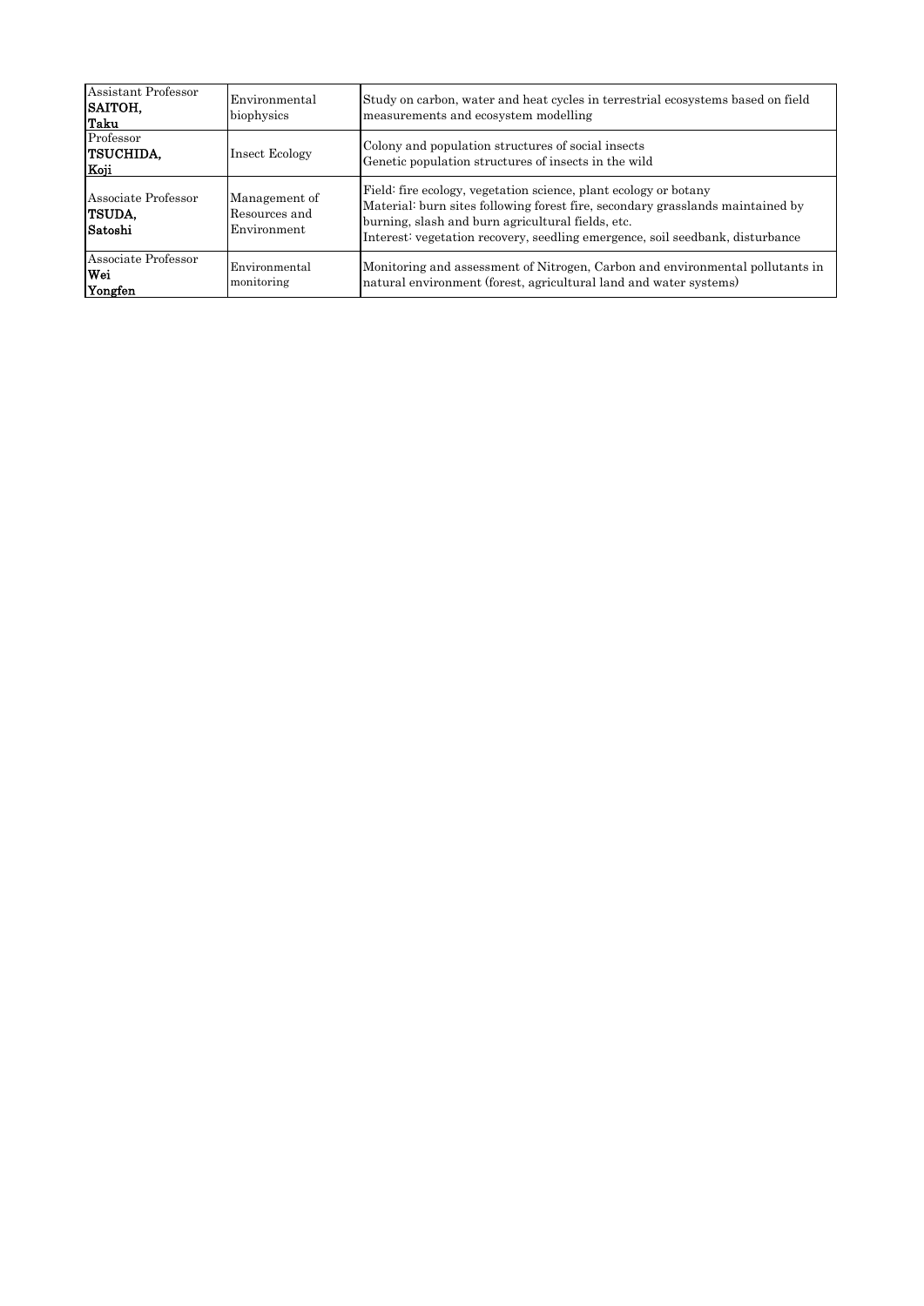| | | |
|---|---|---|
| Assistant Professor **SAITOH, Taku** | Environmental biophysics | Study on carbon, water and heat cycles in terrestrial ecosystems based on field measurements and ecosystem modelling |
| Professor **TSUCHIDA, Koji** | Insect Ecology | Colony and population structures of social insects<br>Genetic population structures of insects in the wild |
| Associate Professor **TSUDA, Satoshi** | Management of Resources and Environment | Field: fire ecology, vegetation science, plant ecology or botany<br>Material: burn sites following forest fire, secondary grasslands maintained by burning, slash and burn agricultural fields, etc.<br>Interest: vegetation recovery, seedling emergence, soil seedbank, disturbance |
| Associate Professor **Wei Yongfen** | Environmental monitoring | Monitoring and assessment of Nitrogen, Carbon and environmental pollutants in natural environment (forest, agricultural land and water systems) |